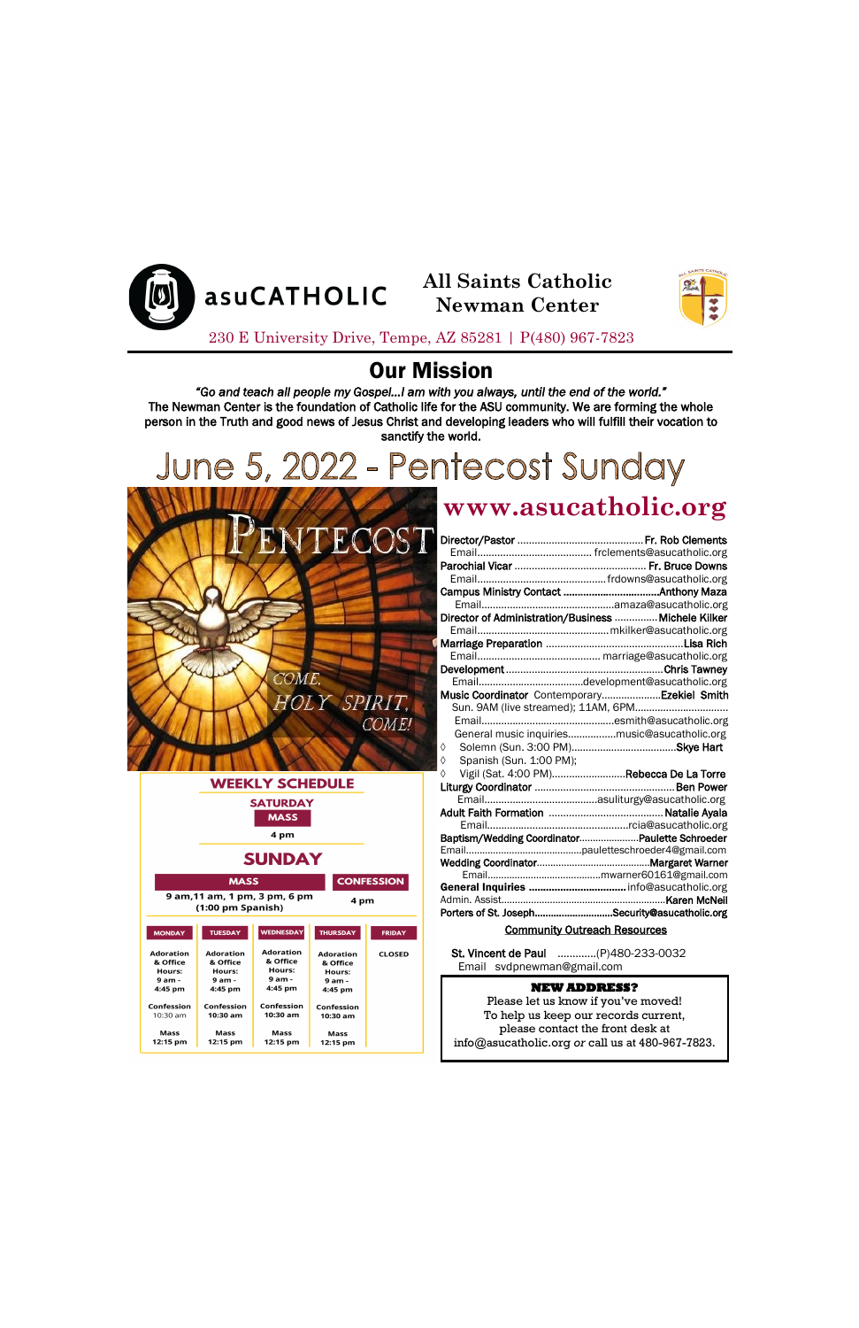asuCATHOLIC

# All Saints Catholic Newman Center

230 E University Drive, Tempe, AZ 85281 | P(480) 967-7823

## Our Mission

*"Go and teach all people my Gospel…I am with you always, until the end of the world."*
**The Newman Center is the foundation of Catholic life for the ASU community. We are forming the whole person in the Truth and good news of Jesus Christ and developing leaders who will fulfill their vocation to sanctify the world.**

# June 5, 2022 - Pentecost Sunday

PENTECOST

*COME, HOLY SPIRIT, COME!*

## WEEKLY SCHEDULE

**SATURDAY**

**MASS**

4 pm

**SUNDAY**

| MASS | CONFESSION |
|---|---|
| 9 am, 11 am, 1 pm, 3 pm, 6 pm (1:00 pm Spanish) | 4 pm |

| MONDAY | TUESDAY | WEDNESDAY | THURSDAY | FRIDAY |
|---|---|---|---|---|
| Adoration & Office Hours: 9 am - 4:45 pm | Adoration & Office Hours: 9 am - 4:45 pm | Adoration & Office Hours: 9 am - 4:45 pm | Adoration & Office Hours: 9 am - 4:45 pm | CLOSED |
| Confession 10:30 am | Confession 10:30 am | Confession 10:30 am | Confession 10:30 am | |
| Mass 12:15 pm | Mass 12:15 pm | Mass 12:15 pm | Mass 12:15 pm | |

## www.asucatholic.org

**Director/Pastor** ............ **Fr. Rob Clements**
Email............ frclements@asucatholic.org

**Parochial Vicar** ............ **Fr. Bruce Downs**
Email............ frdowns@asucatholic.org

**Campus Ministry Contact** ............ **Anthony Maza**
Email............ amaza@asucatholic.org

**Director of Administration/Business** ............ **Michele Kilker**
Email............ mkilker@asucatholic.org

**Marriage Preparation** ............ **Lisa Rich**
Email............ marriage@asucatholic.org

**Development** ............ **Chris Tawney**
Email............ development@asucatholic.org

**Music Coordinator** Contemporary............ **Ezekiel Smith**
Sun. 9AM (live streamed); 11AM, 6PM............
Email............ esmith@asucatholic.org
General music inquiries............ music@asucatholic.org

◊ Solemn (Sun. 3:00 PM)............ **Skye Hart**
◊ Spanish (Sun. 1:00 PM);
◊ Vigil (Sat. 4:00 PM)............ **Rebecca De La Torre**

**Liturgy Coordinator** ............ **Ben Power**
Email............ asuliturgy@asucatholic.org

**Adult Faith Formation** ............ **Natalie Ayala**
Email............ rcia@asucatholic.org

**Baptism/Wedding Coordinator**............ **Paulette Schroeder**
Email............ pauletteschroeder4@gmail.com

**Wedding Coordinator**............ **Margaret Warner**
Email............ mwarner60161@gmail.com

**General Inquiries** ............ info@asucatholic.org

Admin. Assist............ **Karen McNeil**

**Porters of St. Joseph**............ **Security@asucatholic.org**

**Community Outreach Resources**

St. Vincent de Paul ............(P)480-233-0032
Email svdpnewman@gmail.com

**NEW ADDRESS?**
Please let us know if you've moved!
To help us keep our records current, please contact the front desk at info@asucatholic.org *or* call us at 480-967-7823.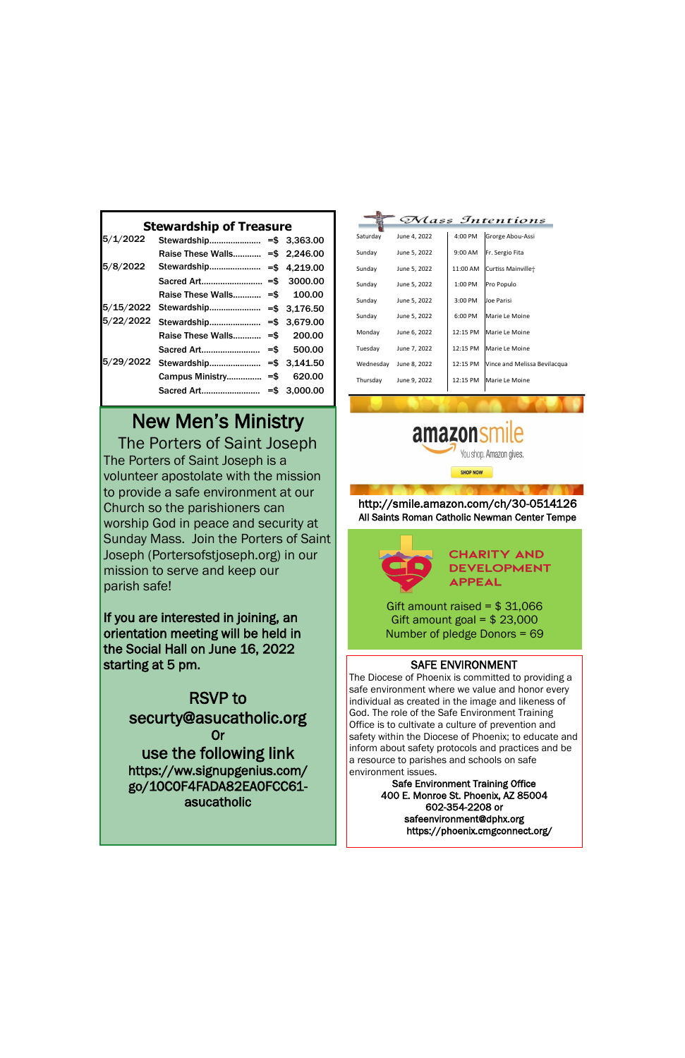## Stewardship of Treasure

| | | |
|---|---|---|
| 5/1/2022 | Stewardship...................... | =$ 3,363.00 |
| | Raise These Walls........... | =$ 2,246.00 |
| 5/8/2022 | Stewardship...................... | =$ 4,219.00 |
| | Sacred Art.......................... | =$ 3000.00 |
| | Raise These Walls........... | =$ 100.00 |
| 5/15/2022 | Stewardship...................... | =$ 3,176.50 |
| 5/22/2022 | Stewardship...................... | =$ 3,679.00 |
| | Raise These Walls........... | =$ 200.00 |
| | Sacred Art.......................... | =$ 500.00 |
| 5/29/2022 | Stewardship...................... | =$ 3,141.50 |
| | Campus Ministry.............. | =$ 620.00 |
| | Sacred Art.......................... | =$ 3,000.00 |

# New Men's Ministry

## The Porters of Saint Joseph

The Porters of Saint Joseph is a volunteer apostolate with the mission to provide a safe environment at our Church so the parishioners can worship God in peace and security at Sunday Mass. Join the Porters of Saint Joseph (Portersofstjoseph.org) in our mission to serve and keep our parish safe!

**If you are interested in joining, an orientation meeting will be held in the Social Hall on June 16, 2022 starting at 5 pm.**

RSVP to
securty@asucatholic.org
Or
use the following link
**https://ww.signupgenius.com/go/10C0F4FADA82EA0FCC61-asucatholic**

## Mass Intentions

| | | | |
|---|---|---|---|
| Saturday | June 4, 2022 | 4:00 PM | Grorge Abou-Assi |
| Sunday | June 5, 2022 | 9:00 AM | Fr. Sergio Fita |
| Sunday | June 5, 2022 | 11:00 AM | Curtiss Mainville† |
| Sunday | June 5, 2022 | 1:00 PM | Pro Populo |
| Sunday | June 5, 2022 | 3:00 PM | Joe Parisi |
| Sunday | June 5, 2022 | 6:00 PM | Marie Le Moine |
| Monday | June 6, 2022 | 12:15 PM | Marie Le Moine |
| Tuesday | June 7, 2022 | 12:15 PM | Marie Le Moine |
| Wednesday | June 8, 2022 | 12:15 PM | Vince and Melissa Bevilacqua |
| Thursday | June 9, 2022 | 12:15 PM | Marie Le Moine |

amazonsmile
You shop. Amazon gives.
SHOP NOW

**http://smile.amazon.com/ch/30-0514126**
**All Saints Roman Catholic Newman Center Tempe**

## CHARITY AND DEVELOPMENT APPEAL

Gift amount raised = $ 31,066
Gift amount goal = $ 23,000
Number of pledge Donors = 69

## SAFE ENVIRONMENT

The Diocese of Phoenix is committed to providing a safe environment where we value and honor every individual as created in the image and likeness of God. The role of the Safe Environment Training Office is to cultivate a culture of prevention and safety within the Diocese of Phoenix; to educate and inform about safety protocols and practices and be a resource to parishes and schools on safe environment issues.

**Safe Environment Training Office**
**400 E. Monroe St. Phoenix, AZ 85004**
**602-354-2208 or**
**safeenvironment@dphx.org**
**https://phoenix.cmgconnect.org/**